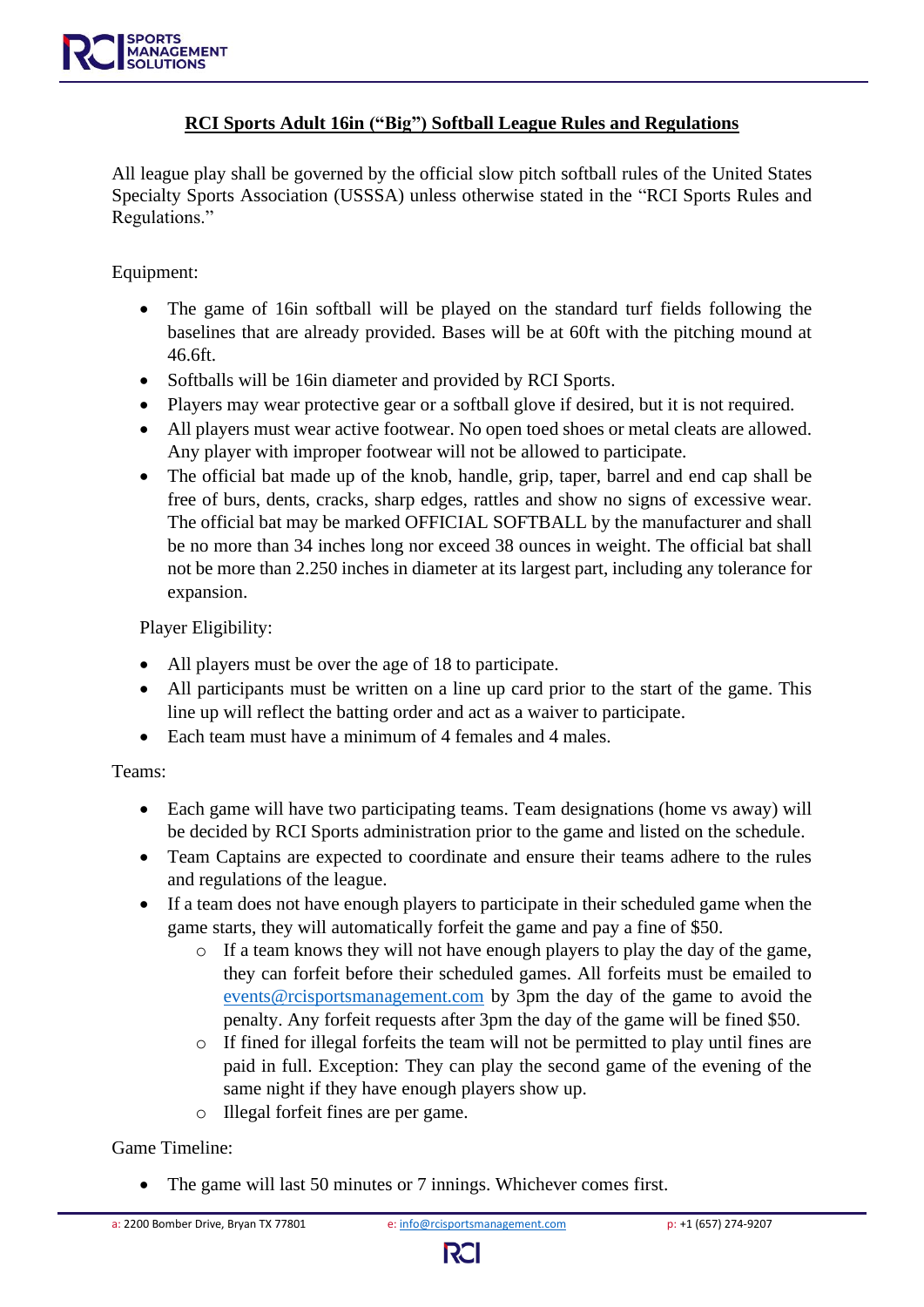# RCI Sports Adult 16in ("Big") Softball League Rules and Regulations

All league play shall be governed by the official slow pitch softball rules of the United States Specialty Sports Association (USSSA) unless otherwise stated in the "RCI Sports Rules and Regulations."

Equipment:

- The game of 16in softball will be played on the standard turf fields following the baselines that are already provided. Bases will be at 60ft with the pitching mound at 46.6ft.
- Softballs will be 16in diameter and provided by RCI Sports.
- Players may wear protective gear or a softball glove if desired, but it is not required.
- All players must wear active footwear. No open toed shoes or metal cleats are allowed. Any player with improper footwear will not be allowed to participate.
- The official bat made up of the knob, handle, grip, taper, barrel and end cap shall be free of burs, dents, cracks, sharp edges, rattles and show no signs of excessive wear. The official bat may be marked OFFICIAL SOFTBALL by the manufacturer and shall be no more than 34 inches long nor exceed 38 ounces in weight. The official bat shall not be more than 2.250 inches in diameter at its largest part, including any tolerance for expansion.

Player Eligibility:

- All players must be over the age of 18 to participate.
- All participants must be written on a line up card prior to the start of the game. This line up will reflect the batting order and act as a waiver to participate.
- Each team must have a minimum of 4 females and 4 males.

Teams:

- Each game will have two participating teams. Team designations (home vs away) will be decided by RCI Sports administration prior to the game and listed on the schedule.
- Team Captains are expected to coordinate and ensure their teams adhere to the rules and regulations of the league.
- If a team does not have enough players to participate in their scheduled game when the game starts, they will automatically forfeit the game and pay a fine of $50.
  - If a team knows they will not have enough players to play the day of the game, they can forfeit before their scheduled games. All forfeits must be emailed to events@rcisportsmanagement.com by 3pm the day of the game to avoid the penalty. Any forfeit requests after 3pm the day of the game will be fined $50.
  - If fined for illegal forfeits the team will not be permitted to play until fines are paid in full. Exception: They can play the second game of the evening of the same night if they have enough players show up.
  - Illegal forfeit fines are per game.

Game Timeline:

- The game will last 50 minutes or 7 innings. Whichever comes first.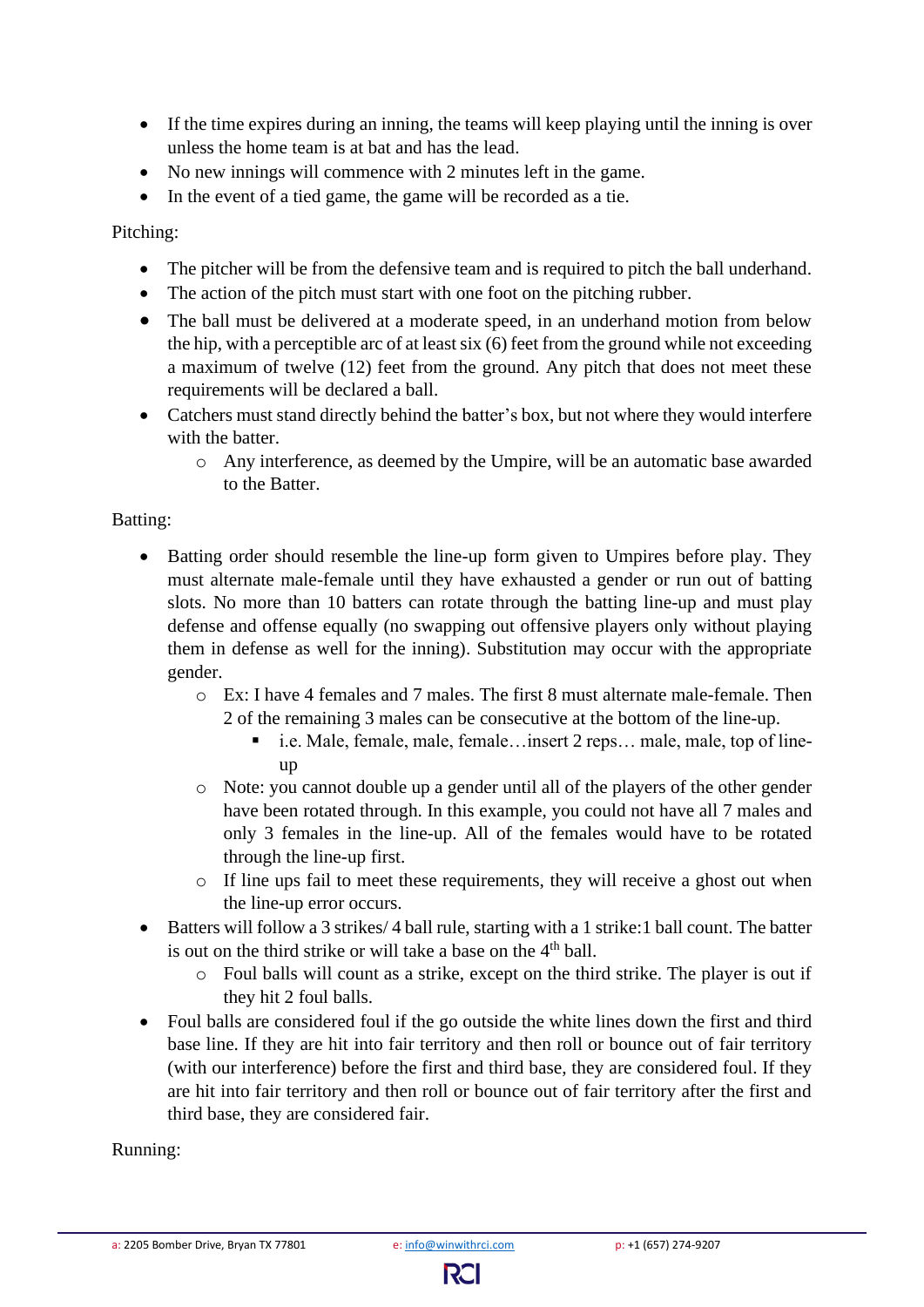- If the time expires during an inning, the teams will keep playing until the inning is over unless the home team is at bat and has the lead.
- No new innings will commence with 2 minutes left in the game.
- In the event of a tied game, the game will be recorded as a tie.

Pitching:

- The pitcher will be from the defensive team and is required to pitch the ball underhand.
- The action of the pitch must start with one foot on the pitching rubber.
- The ball must be delivered at a moderate speed, in an underhand motion from below the hip, with a perceptible arc of at least six (6) feet from the ground while not exceeding a maximum of twelve (12) feet from the ground. Any pitch that does not meet these requirements will be declared a ball.
- Catchers must stand directly behind the batter's box, but not where they would interfere with the batter.
    - Any interference, as deemed by the Umpire, will be an automatic base awarded to the Batter.

Batting:

- Batting order should resemble the line-up form given to Umpires before play. They must alternate male-female until they have exhausted a gender or run out of batting slots. No more than 10 batters can rotate through the batting line-up and must play defense and offense equally (no swapping out offensive players only without playing them in defense as well for the inning). Substitution may occur with the appropriate gender.
    - Ex: I have 4 females and 7 males. The first 8 must alternate male-female. Then 2 of the remaining 3 males can be consecutive at the bottom of the line-up.
        - i.e. Male, female, male, female…insert 2 reps… male, male, top of line-up
    - Note: you cannot double up a gender until all of the players of the other gender have been rotated through. In this example, you could not have all 7 males and only 3 females in the line-up. All of the females would have to be rotated through the line-up first.
    - If line ups fail to meet these requirements, they will receive a ghost out when the line-up error occurs.
- Batters will follow a 3 strikes/ 4 ball rule, starting with a 1 strike:1 ball count. The batter is out on the third strike or will take a base on the 4th ball.
    - Foul balls will count as a strike, except on the third strike. The player is out if they hit 2 foul balls.
- Foul balls are considered foul if the go outside the white lines down the first and third base line. If they are hit into fair territory and then roll or bounce out of fair territory (with our interference) before the first and third base, they are considered foul. If they are hit into fair territory and then roll or bounce out of fair territory after the first and third base, they are considered fair.

Running: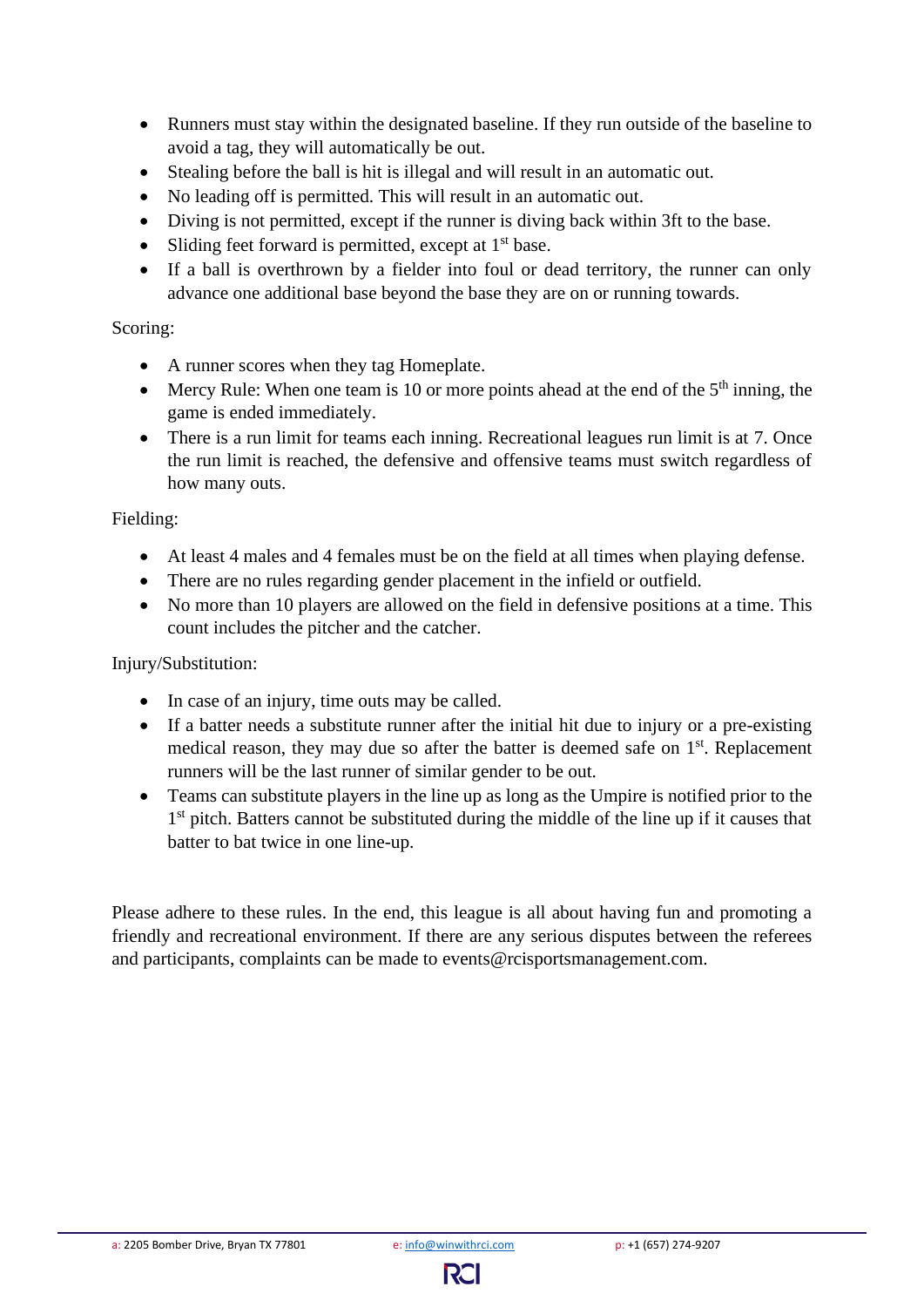- Runners must stay within the designated baseline. If they run outside of the baseline to avoid a tag, they will automatically be out.
- Stealing before the ball is hit is illegal and will result in an automatic out.
- No leading off is permitted. This will result in an automatic out.
- Diving is not permitted, except if the runner is diving back within 3ft to the base.
- Sliding feet forward is permitted, except at 1st base.
- If a ball is overthrown by a fielder into foul or dead territory, the runner can only advance one additional base beyond the base they are on or running towards.

Scoring:

- A runner scores when they tag Homeplate.
- Mercy Rule: When one team is 10 or more points ahead at the end of the 5th inning, the game is ended immediately.
- There is a run limit for teams each inning. Recreational leagues run limit is at 7. Once the run limit is reached, the defensive and offensive teams must switch regardless of how many outs.

Fielding:

- At least 4 males and 4 females must be on the field at all times when playing defense.
- There are no rules regarding gender placement in the infield or outfield.
- No more than 10 players are allowed on the field in defensive positions at a time. This count includes the pitcher and the catcher.

Injury/Substitution:

- In case of an injury, time outs may be called.
- If a batter needs a substitute runner after the initial hit due to injury or a pre-existing medical reason, they may due so after the batter is deemed safe on 1st. Replacement runners will be the last runner of similar gender to be out.
- Teams can substitute players in the line up as long as the Umpire is notified prior to the 1st pitch. Batters cannot be substituted during the middle of the line up if it causes that batter to bat twice in one line-up.

Please adhere to these rules. In the end, this league is all about having fun and promoting a friendly and recreational environment. If there are any serious disputes between the referees and participants, complaints can be made to events@rcisportsmanagement.com.